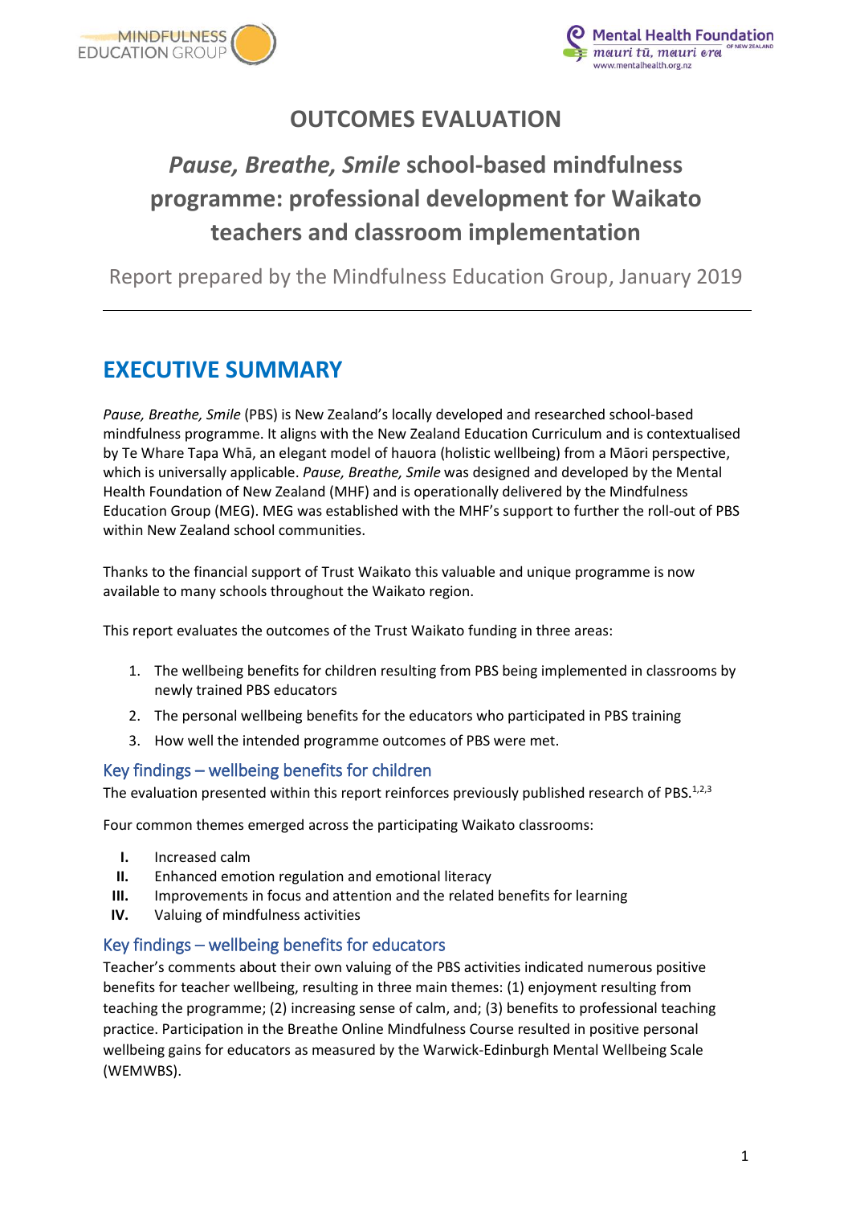# OUTCOMES EVALUATION

## *Pause, Breathe, Smile* school-based mindfulness programme: professional development for Waikato teachers and classroom implementation

Report prepared by the Mindfulness Education Group, January 2019

---

## EXECUTIVE SUMMARY

*Pause, Breathe, Smile* (PBS) is New Zealand's locally developed and researched school-based mindfulness programme. It aligns with the New Zealand Education Curriculum and is contextualised by Te Whare Tapa Whā, an elegant model of hauora (holistic wellbeing) from a Māori perspective, which is universally applicable. *Pause, Breathe, Smile* was designed and developed by the Mental Health Foundation of New Zealand (MHF) and is operationally delivered by the Mindfulness Education Group (MEG). MEG was established with the MHF's support to further the roll-out of PBS within New Zealand school communities.

Thanks to the financial support of Trust Waikato this valuable and unique programme is now available to many schools throughout the Waikato region.

This report evaluates the outcomes of the Trust Waikato funding in three areas:

1. The wellbeing benefits for children resulting from PBS being implemented in classrooms by newly trained PBS educators
2. The personal wellbeing benefits for the educators who participated in PBS training
3. How well the intended programme outcomes of PBS were met.

### Key findings – wellbeing benefits for children

The evaluation presented within this report reinforces previously published research of PBS.[1,2,3]

Four common themes emerged across the participating Waikato classrooms:

- **I.** Increased calm
- **II.** Enhanced emotion regulation and emotional literacy
- **III.** Improvements in focus and attention and the related benefits for learning
- **IV.** Valuing of mindfulness activities

### Key findings – wellbeing benefits for educators

Teacher's comments about their own valuing of the PBS activities indicated numerous positive benefits for teacher wellbeing, resulting in three main themes: (1) enjoyment resulting from teaching the programme; (2) increasing sense of calm, and; (3) benefits to professional teaching practice. Participation in the Breathe Online Mindfulness Course resulted in positive personal wellbeing gains for educators as measured by the Warwick-Edinburgh Mental Wellbeing Scale (WEMWBS).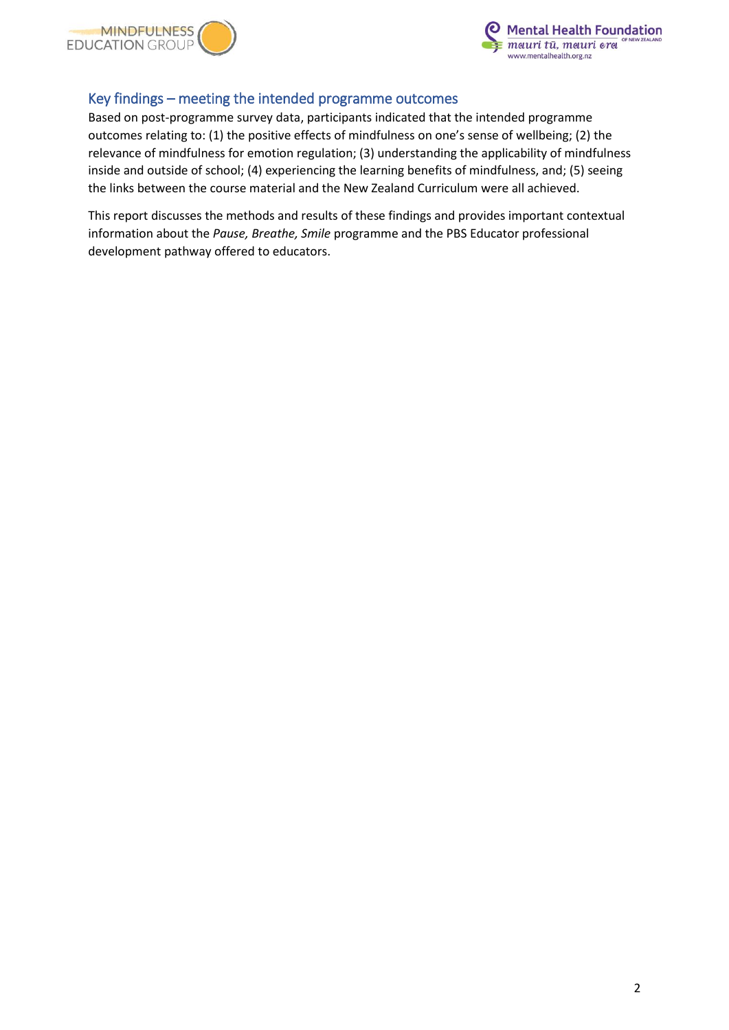## Key findings – meeting the intended programme outcomes

Based on post-programme survey data, participants indicated that the intended programme outcomes relating to: (1) the positive effects of mindfulness on one's sense of wellbeing; (2) the relevance of mindfulness for emotion regulation; (3) understanding the applicability of mindfulness inside and outside of school; (4) experiencing the learning benefits of mindfulness, and; (5) seeing the links between the course material and the New Zealand Curriculum were all achieved.

This report discusses the methods and results of these findings and provides important contextual information about the *Pause, Breathe, Smile* programme and the PBS Educator professional development pathway offered to educators.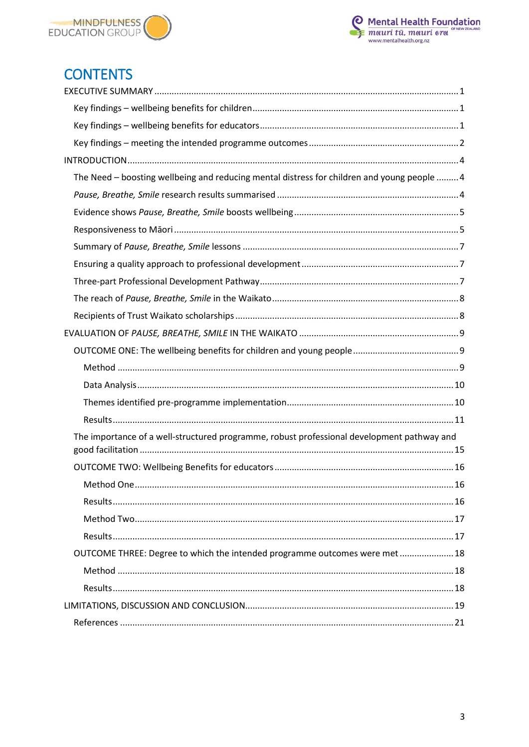# CONTENTS

EXECUTIVE SUMMARY ........................................................................................................................ 1

- Key findings – wellbeing benefits for children ................................................................................ 1
- Key findings – wellbeing benefits for educators .............................................................................. 1
- Key findings – meeting the intended programme outcomes ........................................................... 2

INTRODUCTION ................................................................................................................................. 4

- The Need – boosting wellbeing and reducing mental distress for children and young people ......... 4
- *Pause, Breathe, Smile* research results summarised ........................................................................ 4
- Evidence shows *Pause, Breathe, Smile* boosts wellbeing .................................................................. 5
- Responsiveness to Māori .................................................................................................................. 5
- Summary of *Pause, Breathe, Smile* lessons ...................................................................................... 7
- Ensuring a quality approach to professional development ............................................................... 7
- Three-part Professional Development Pathway ................................................................................ 7
- The reach of *Pause, Breathe, Smile* in the Waikato .......................................................................... 8
- Recipients of Trust Waikato scholarships ......................................................................................... 8

EVALUATION OF *PAUSE, BREATHE, SMILE* IN THE WAIKATO ................................................................ 9

- OUTCOME ONE: The wellbeing benefits for children and young people .......................................... 9
  - Method ........................................................................................................................................ 9
  - Data Analysis ............................................................................................................................... 10
  - Themes identified pre-programme implementation ................................................................... 10
  - Results ........................................................................................................................................ 11
- The importance of a well-structured programme, robust professional development pathway and good facilitation ............................................................................................................................. 15
- OUTCOME TWO: Wellbeing Benefits for educators ........................................................................ 16
  - Method One ............................................................................................................................... 16
  - Results ........................................................................................................................................ 16
  - Method Two ............................................................................................................................... 17
  - Results ........................................................................................................................................ 17
- OUTCOME THREE: Degree to which the intended programme outcomes were met ...................... 18
  - Method ........................................................................................................................................ 18
  - Results ........................................................................................................................................ 18

LIMITATIONS, DISCUSSION AND CONCLUSION .................................................................................... 19

- References ....................................................................................................................................... 21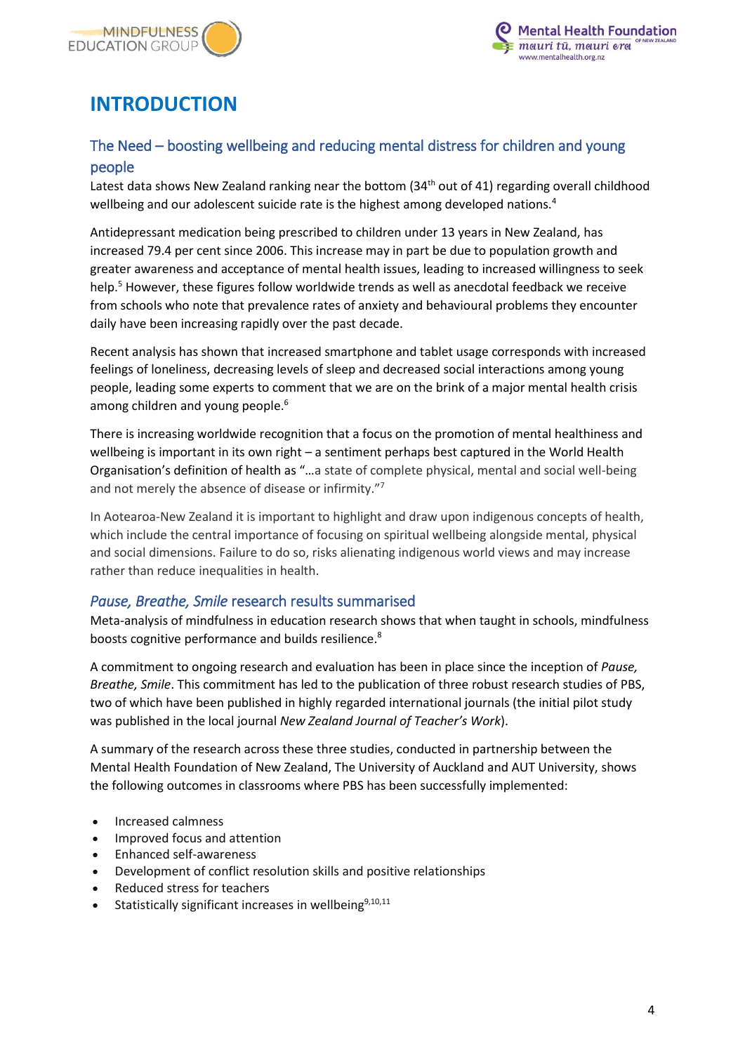# INTRODUCTION

## The Need – boosting wellbeing and reducing mental distress for children and young people

Latest data shows New Zealand ranking near the bottom (34th out of 41) regarding overall childhood wellbeing and our adolescent suicide rate is the highest among developed nations.[4]

Antidepressant medication being prescribed to children under 13 years in New Zealand, has increased 79.4 per cent since 2006. This increase may in part be due to population growth and greater awareness and acceptance of mental health issues, leading to increased willingness to seek help.[5] However, these figures follow worldwide trends as well as anecdotal feedback we receive from schools who note that prevalence rates of anxiety and behavioural problems they encounter daily have been increasing rapidly over the past decade.

Recent analysis has shown that increased smartphone and tablet usage corresponds with increased feelings of loneliness, decreasing levels of sleep and decreased social interactions among young people, leading some experts to comment that we are on the brink of a major mental health crisis among children and young people.[6]

There is increasing worldwide recognition that a focus on the promotion of mental healthiness and wellbeing is important in its own right – a sentiment perhaps best captured in the World Health Organisation's definition of health as "…a state of complete physical, mental and social well-being and not merely the absence of disease or infirmity."[7]

In Aotearoa-New Zealand it is important to highlight and draw upon indigenous concepts of health, which include the central importance of focusing on spiritual wellbeing alongside mental, physical and social dimensions. Failure to do so, risks alienating indigenous world views and may increase rather than reduce inequalities in health.

## *Pause, Breathe, Smile* research results summarised

Meta-analysis of mindfulness in education research shows that when taught in schools, mindfulness boosts cognitive performance and builds resilience.[8]

A commitment to ongoing research and evaluation has been in place since the inception of *Pause, Breathe, Smile*. This commitment has led to the publication of three robust research studies of PBS, two of which have been published in highly regarded international journals (the initial pilot study was published in the local journal *New Zealand Journal of Teacher's Work*).

A summary of the research across these three studies, conducted in partnership between the Mental Health Foundation of New Zealand, The University of Auckland and AUT University, shows the following outcomes in classrooms where PBS has been successfully implemented:

- Increased calmness
- Improved focus and attention
- Enhanced self-awareness
- Development of conflict resolution skills and positive relationships
- Reduced stress for teachers
- Statistically significant increases in wellbeing[9,10,11]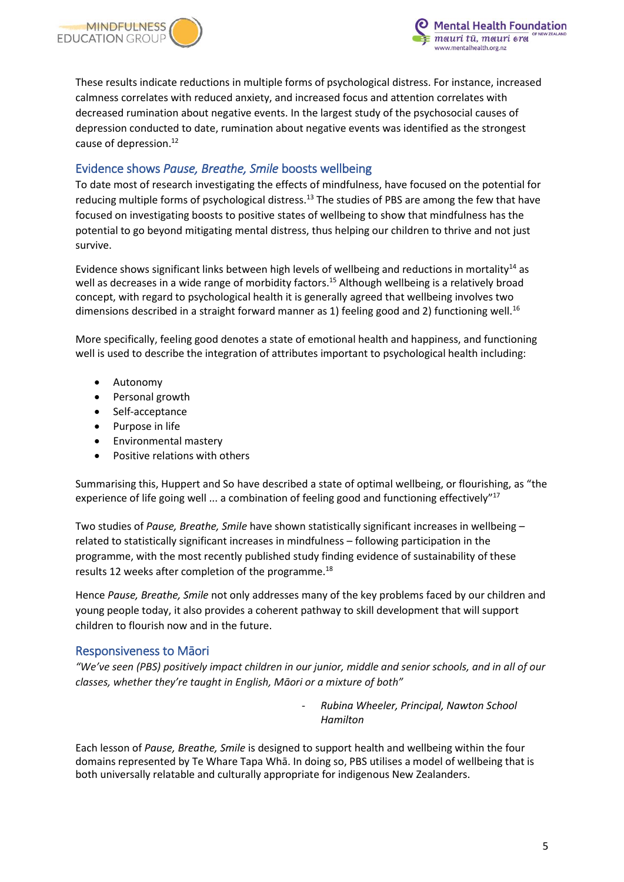These results indicate reductions in multiple forms of psychological distress. For instance, increased calmness correlates with reduced anxiety, and increased focus and attention correlates with decreased rumination about negative events. In the largest study of the psychosocial causes of depression conducted to date, rumination about negative events was identified as the strongest cause of depression.[12]

## Evidence shows *Pause, Breathe, Smile* boosts wellbeing

To date most of research investigating the effects of mindfulness, have focused on the potential for reducing multiple forms of psychological distress.[13] The studies of PBS are among the few that have focused on investigating boosts to positive states of wellbeing to show that mindfulness has the potential to go beyond mitigating mental distress, thus helping our children to thrive and not just survive.

Evidence shows significant links between high levels of wellbeing and reductions in mortality[14] as well as decreases in a wide range of morbidity factors.[15] Although wellbeing is a relatively broad concept, with regard to psychological health it is generally agreed that wellbeing involves two dimensions described in a straight forward manner as 1) feeling good and 2) functioning well.[16]

More specifically, feeling good denotes a state of emotional health and happiness, and functioning well is used to describe the integration of attributes important to psychological health including:

- Autonomy
- Personal growth
- Self-acceptance
- Purpose in life
- Environmental mastery
- Positive relations with others

Summarising this, Huppert and So have described a state of optimal wellbeing, or flourishing, as "the experience of life going well ... a combination of feeling good and functioning effectively"[17]

Two studies of *Pause, Breathe, Smile* have shown statistically significant increases in wellbeing – related to statistically significant increases in mindfulness – following participation in the programme, with the most recently published study finding evidence of sustainability of these results 12 weeks after completion of the programme.[18]

Hence *Pause, Breathe, Smile* not only addresses many of the key problems faced by our children and young people today, it also provides a coherent pathway to skill development that will support children to flourish now and in the future.

## Responsiveness to Māori

*"We've seen (PBS) positively impact children in our junior, middle and senior schools, and in all of our classes, whether they're taught in English, Māori or a mixture of both"*

- *Rubina Wheeler, Principal, Nawton School Hamilton*

Each lesson of *Pause, Breathe, Smile* is designed to support health and wellbeing within the four domains represented by Te Whare Tapa Whā. In doing so, PBS utilises a model of wellbeing that is both universally relatable and culturally appropriate for indigenous New Zealanders.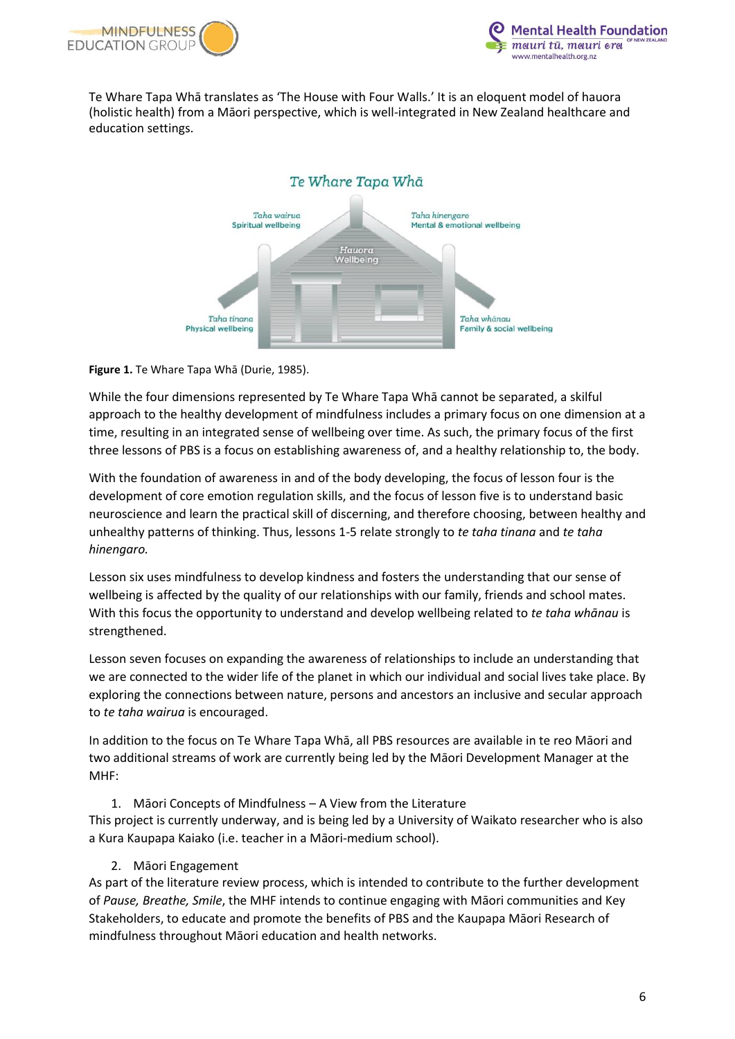Te Whare Tapa Whā translates as 'The House with Four Walls.' It is an eloquent model of hauora (holistic health) from a Māori perspective, which is well-integrated in New Zealand healthcare and education settings.

Te Whare Tapa Whā

Taha wairua
Spiritual wellbeing

Taha hinengaro
Mental & emotional wellbeing

Hauora
Wellbeing

Taha tinana
Physical wellbeing

Taha whānau
Family & social wellbeing

**Figure 1.** Te Whare Tapa Whā (Durie, 1985).

While the four dimensions represented by Te Whare Tapa Whā cannot be separated, a skilful approach to the healthy development of mindfulness includes a primary focus on one dimension at a time, resulting in an integrated sense of wellbeing over time. As such, the primary focus of the first three lessons of PBS is a focus on establishing awareness of, and a healthy relationship to, the body.

With the foundation of awareness in and of the body developing, the focus of lesson four is the development of core emotion regulation skills, and the focus of lesson five is to understand basic neuroscience and learn the practical skill of discerning, and therefore choosing, between healthy and unhealthy patterns of thinking. Thus, lessons 1-5 relate strongly to *te taha tinana* and *te taha hinengaro.*

Lesson six uses mindfulness to develop kindness and fosters the understanding that our sense of wellbeing is affected by the quality of our relationships with our family, friends and school mates. With this focus the opportunity to understand and develop wellbeing related to *te taha whānau* is strengthened.

Lesson seven focuses on expanding the awareness of relationships to include an understanding that we are connected to the wider life of the planet in which our individual and social lives take place. By exploring the connections between nature, persons and ancestors an inclusive and secular approach to *te taha wairua* is encouraged.

In addition to the focus on Te Whare Tapa Whā, all PBS resources are available in te reo Māori and two additional streams of work are currently being led by the Māori Development Manager at the MHF:

1. Māori Concepts of Mindfulness – A View from the Literature

This project is currently underway, and is being led by a University of Waikato researcher who is also a Kura Kaupapa Kaiako (i.e. teacher in a Māori-medium school).

2. Māori Engagement

As part of the literature review process, which is intended to contribute to the further development of *Pause, Breathe, Smile*, the MHF intends to continue engaging with Māori communities and Key Stakeholders, to educate and promote the benefits of PBS and the Kaupapa Māori Research of mindfulness throughout Māori education and health networks.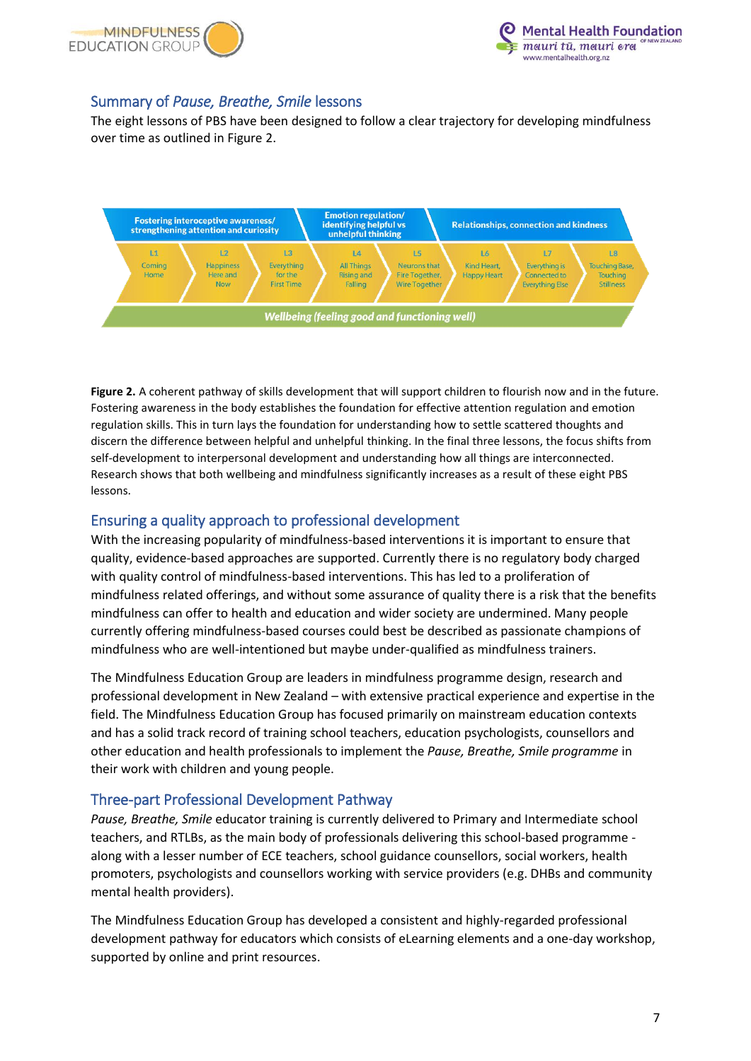## Summary of *Pause, Breathe, Smile* lessons

The eight lessons of PBS have been designed to follow a clear trajectory for developing mindfulness over time as outlined in Figure 2.

| Fostering interoceptive awareness/ strengthening attention and curiosity | | | Emotion regulation/ identifying helpful vs unhelpful thinking | | Relationships, connection and kindness | | |
|---|---|---|---|---|---|---|---|
| L1 Coming Home | L2 Happiness Here and Now | L3 Everything for the First Time | L4 All Things Rising and Falling | L5 Neurons that Fire Together, Wire Together | L6 Kind Heart, Happy Heart | L7 Everything is Connected to Everything Else | L8 Touching Base, Touching Stillness |
| *Wellbeing (feeling good and functioning well)* | | | | | | | |

**Figure 2.** A coherent pathway of skills development that will support children to flourish now and in the future. Fostering awareness in the body establishes the foundation for effective attention regulation and emotion regulation skills. This in turn lays the foundation for understanding how to settle scattered thoughts and discern the difference between helpful and unhelpful thinking. In the final three lessons, the focus shifts from self-development to interpersonal development and understanding how all things are interconnected. Research shows that both wellbeing and mindfulness significantly increases as a result of these eight PBS lessons.

## Ensuring a quality approach to professional development

With the increasing popularity of mindfulness-based interventions it is important to ensure that quality, evidence-based approaches are supported. Currently there is no regulatory body charged with quality control of mindfulness-based interventions. This has led to a proliferation of mindfulness related offerings, and without some assurance of quality there is a risk that the benefits mindfulness can offer to health and education and wider society are undermined. Many people currently offering mindfulness-based courses could best be described as passionate champions of mindfulness who are well-intentioned but maybe under-qualified as mindfulness trainers.

The Mindfulness Education Group are leaders in mindfulness programme design, research and professional development in New Zealand – with extensive practical experience and expertise in the field. The Mindfulness Education Group has focused primarily on mainstream education contexts and has a solid track record of training school teachers, education psychologists, counsellors and other education and health professionals to implement the *Pause, Breathe, Smile programme* in their work with children and young people.

## Three-part Professional Development Pathway

*Pause, Breathe, Smile* educator training is currently delivered to Primary and Intermediate school teachers, and RTLBs, as the main body of professionals delivering this school-based programme - along with a lesser number of ECE teachers, school guidance counsellors, social workers, health promoters, psychologists and counsellors working with service providers (e.g. DHBs and community mental health providers).

The Mindfulness Education Group has developed a consistent and highly-regarded professional development pathway for educators which consists of eLearning elements and a one-day workshop, supported by online and print resources.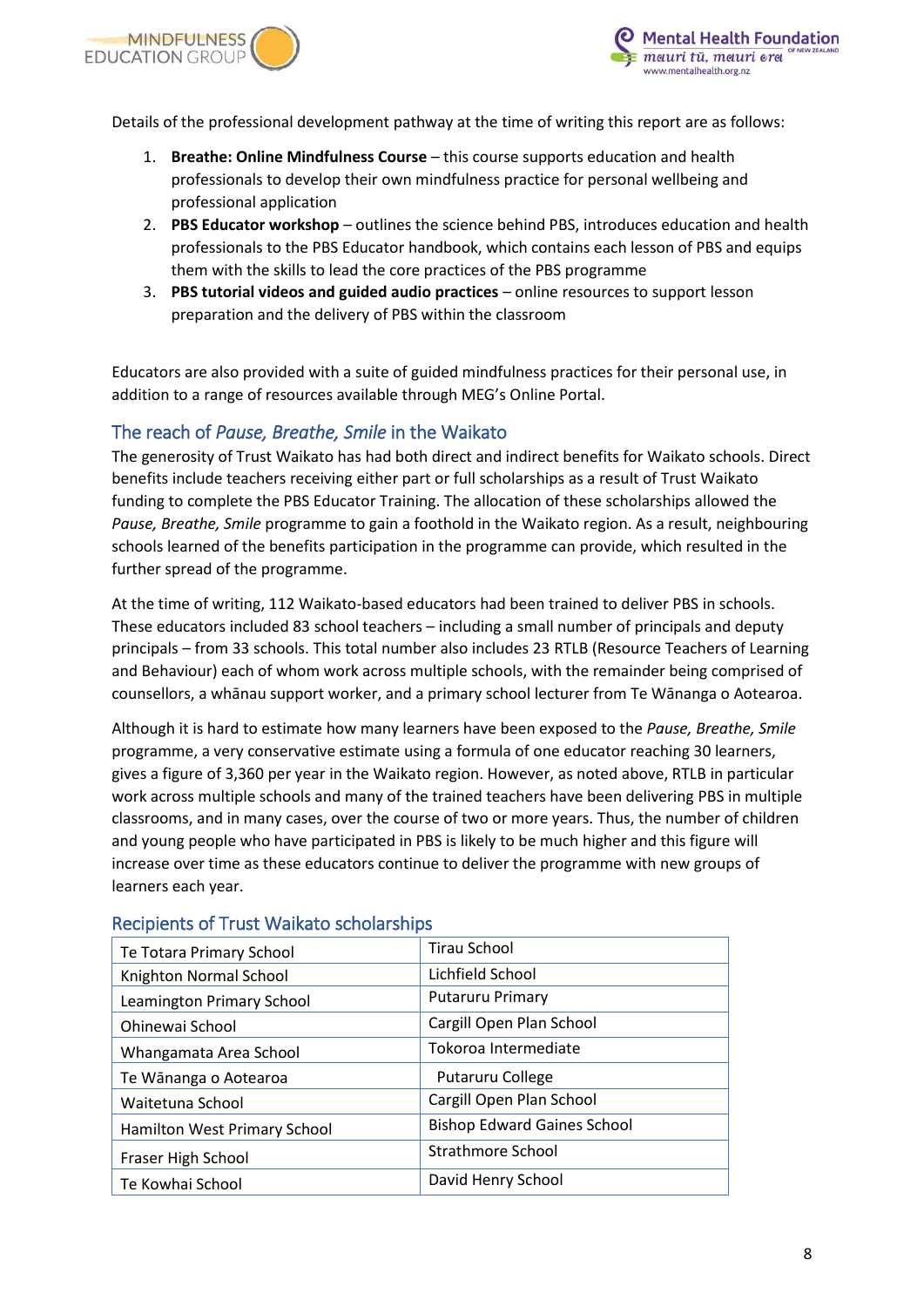Details of the professional development pathway at the time of writing this report are as follows:

1. **Breathe: Online Mindfulness Course** – this course supports education and health professionals to develop their own mindfulness practice for personal wellbeing and professional application
2. **PBS Educator workshop** – outlines the science behind PBS, introduces education and health professionals to the PBS Educator handbook, which contains each lesson of PBS and equips them with the skills to lead the core practices of the PBS programme
3. **PBS tutorial videos and guided audio practices** – online resources to support lesson preparation and the delivery of PBS within the classroom

Educators are also provided with a suite of guided mindfulness practices for their personal use, in addition to a range of resources available through MEG's Online Portal.

## The reach of *Pause, Breathe, Smile* in the Waikato

The generosity of Trust Waikato has had both direct and indirect benefits for Waikato schools. Direct benefits include teachers receiving either part or full scholarships as a result of Trust Waikato funding to complete the PBS Educator Training. The allocation of these scholarships allowed the *Pause, Breathe, Smile* programme to gain a foothold in the Waikato region. As a result, neighbouring schools learned of the benefits participation in the programme can provide, which resulted in the further spread of the programme.

At the time of writing, 112 Waikato-based educators had been trained to deliver PBS in schools. These educators included 83 school teachers – including a small number of principals and deputy principals – from 33 schools. This total number also includes 23 RTLB (Resource Teachers of Learning and Behaviour) each of whom work across multiple schools, with the remainder being comprised of counsellors, a whānau support worker, and a primary school lecturer from Te Wānanga o Aotearoa.

Although it is hard to estimate how many learners have been exposed to the *Pause, Breathe, Smile* programme, a very conservative estimate using a formula of one educator reaching 30 learners, gives a figure of 3,360 per year in the Waikato region. However, as noted above, RTLB in particular work across multiple schools and many of the trained teachers have been delivering PBS in multiple classrooms, and in many cases, over the course of two or more years. Thus, the number of children and young people who have participated in PBS is likely to be much higher and this figure will increase over time as these educators continue to deliver the programme with new groups of learners each year.

## Recipients of Trust Waikato scholarships

| | |
|---|---|
| Te Totara Primary School | Tirau School |
| Knighton Normal School | Lichfield School |
| Leamington Primary School | Putaruru Primary |
| Ohinewai School | Cargill Open Plan School |
| Whangamata Area School | Tokoroa Intermediate |
| Te Wānanga o Aotearoa | Putaruru College |
| Waitetuna School | Cargill Open Plan School |
| Hamilton West Primary School | Bishop Edward Gaines School |
| Fraser High School | Strathmore School |
| Te Kowhai School | David Henry School |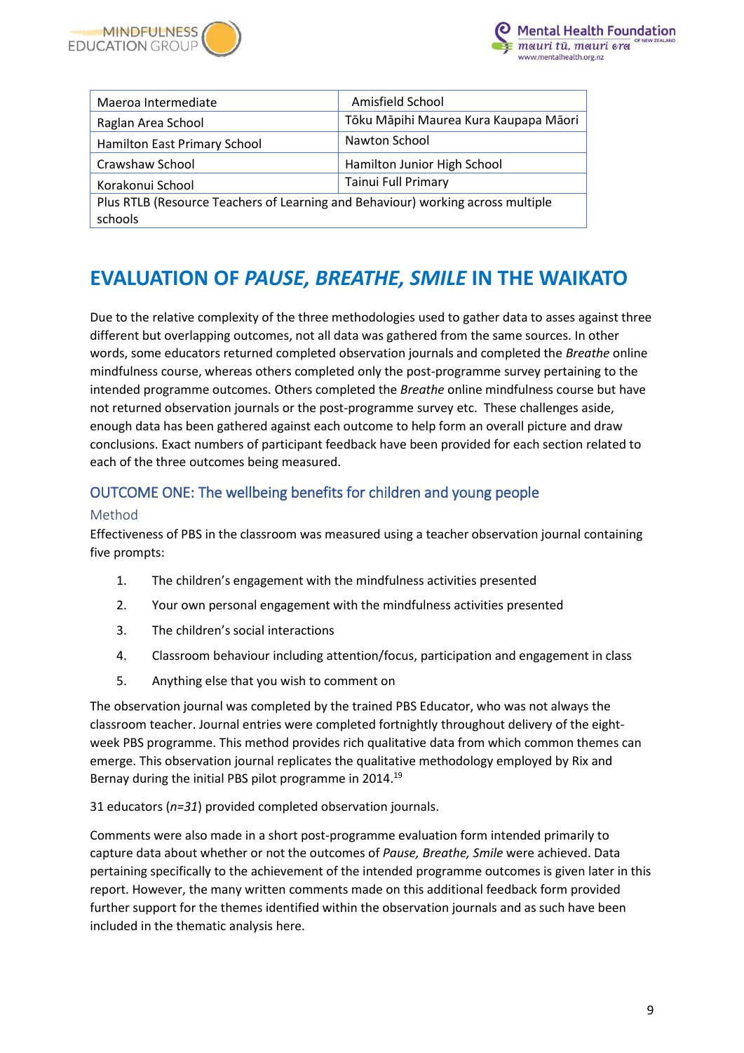| Maeroa Intermediate | Amisfield School |
| --- | --- |
| Raglan Area School | Tōku Māpihi Maurea Kura Kaupapa Māori |
| Hamilton East Primary School | Nawton School |
| Crawshaw School | Hamilton Junior High School |
| Korakonui School | Tainui Full Primary |
| Plus RTLB (Resource Teachers of Learning and Behaviour) working across multiple schools | |

# EVALUATION OF *PAUSE, BREATHE, SMILE* IN THE WAIKATO

Due to the relative complexity of the three methodologies used to gather data to asses against three different but overlapping outcomes, not all data was gathered from the same sources. In other words, some educators returned completed observation journals and completed the *Breathe* online mindfulness course, whereas others completed only the post-programme survey pertaining to the intended programme outcomes. Others completed the *Breathe* online mindfulness course but have not returned observation journals or the post-programme survey etc. These challenges aside, enough data has been gathered against each outcome to help form an overall picture and draw conclusions. Exact numbers of participant feedback have been provided for each section related to each of the three outcomes being measured.

## OUTCOME ONE: The wellbeing benefits for children and young people

### Method

Effectiveness of PBS in the classroom was measured using a teacher observation journal containing five prompts:

1. The children's engagement with the mindfulness activities presented
2. Your own personal engagement with the mindfulness activities presented
3. The children's social interactions
4. Classroom behaviour including attention/focus, participation and engagement in class
5. Anything else that you wish to comment on

The observation journal was completed by the trained PBS Educator, who was not always the classroom teacher. Journal entries were completed fortnightly throughout delivery of the eight-week PBS programme. This method provides rich qualitative data from which common themes can emerge. This observation journal replicates the qualitative methodology employed by Rix and Bernay during the initial PBS pilot programme in 2014.[19]

31 educators (*n=31*) provided completed observation journals.

Comments were also made in a short post-programme evaluation form intended primarily to capture data about whether or not the outcomes of *Pause, Breathe, Smile* were achieved. Data pertaining specifically to the achievement of the intended programme outcomes is given later in this report. However, the many written comments made on this additional feedback form provided further support for the themes identified within the observation journals and as such have been included in the thematic analysis here.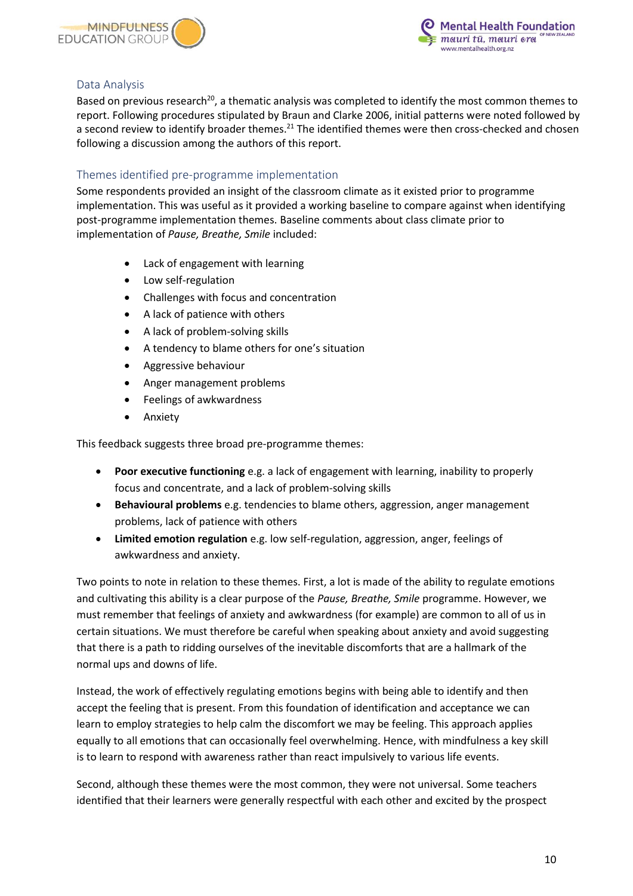## Data Analysis

Based on previous research[20], a thematic analysis was completed to identify the most common themes to report. Following procedures stipulated by Braun and Clarke 2006, initial patterns were noted followed by a second review to identify broader themes.[21] The identified themes were then cross-checked and chosen following a discussion among the authors of this report.

## Themes identified pre-programme implementation

Some respondents provided an insight of the classroom climate as it existed prior to programme implementation. This was useful as it provided a working baseline to compare against when identifying post-programme implementation themes. Baseline comments about class climate prior to implementation of *Pause, Breathe, Smile* included:

- Lack of engagement with learning
- Low self-regulation
- Challenges with focus and concentration
- A lack of patience with others
- A lack of problem-solving skills
- A tendency to blame others for one's situation
- Aggressive behaviour
- Anger management problems
- Feelings of awkwardness
- Anxiety

This feedback suggests three broad pre-programme themes:

- **Poor executive functioning** e.g. a lack of engagement with learning, inability to properly focus and concentrate, and a lack of problem-solving skills
- **Behavioural problems** e.g. tendencies to blame others, aggression, anger management problems, lack of patience with others
- **Limited emotion regulation** e.g. low self-regulation, aggression, anger, feelings of awkwardness and anxiety.

Two points to note in relation to these themes. First, a lot is made of the ability to regulate emotions and cultivating this ability is a clear purpose of the *Pause, Breathe, Smile* programme. However, we must remember that feelings of anxiety and awkwardness (for example) are common to all of us in certain situations. We must therefore be careful when speaking about anxiety and avoid suggesting that there is a path to ridding ourselves of the inevitable discomforts that are a hallmark of the normal ups and downs of life.

Instead, the work of effectively regulating emotions begins with being able to identify and then accept the feeling that is present. From this foundation of identification and acceptance we can learn to employ strategies to help calm the discomfort we may be feeling. This approach applies equally to all emotions that can occasionally feel overwhelming. Hence, with mindfulness a key skill is to learn to respond with awareness rather than react impulsively to various life events.

Second, although these themes were the most common, they were not universal. Some teachers identified that their learners were generally respectful with each other and excited by the prospect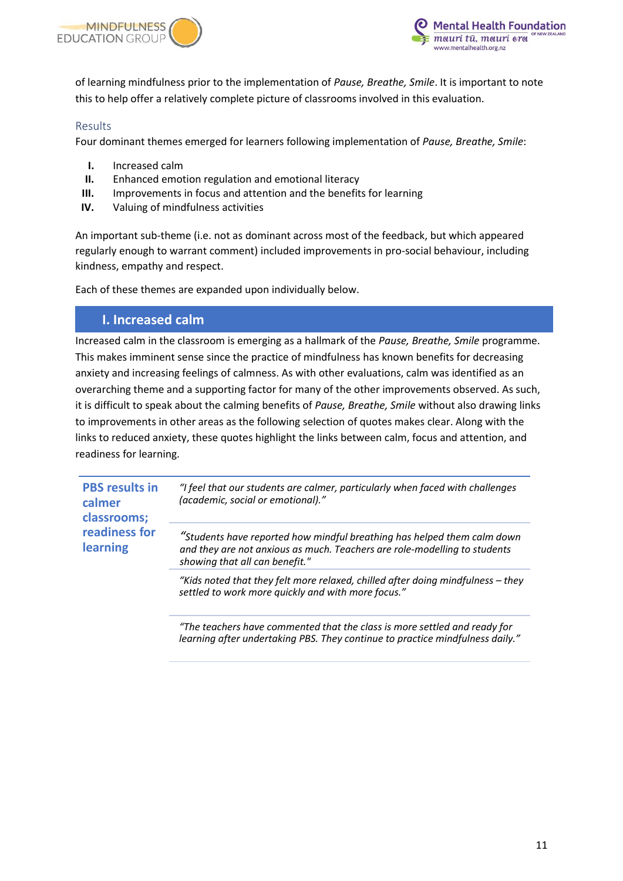of learning mindfulness prior to the implementation of *Pause, Breathe, Smile*. It is important to note this to help offer a relatively complete picture of classrooms involved in this evaluation.

### Results

Four dominant themes emerged for learners following implementation of *Pause, Breathe, Smile*:

I. Increased calm
II. Enhanced emotion regulation and emotional literacy
III. Improvements in focus and attention and the benefits for learning
IV. Valuing of mindfulness activities

An important sub-theme (i.e. not as dominant across most of the feedback, but which appeared regularly enough to warrant comment) included improvements in pro-social behaviour, including kindness, empathy and respect.

Each of these themes are expanded upon individually below.

## I. Increased calm

Increased calm in the classroom is emerging as a hallmark of the *Pause, Breathe, Smile* programme. This makes imminent sense since the practice of mindfulness has known benefits for decreasing anxiety and increasing feelings of calmness. As with other evaluations, calm was identified as an overarching theme and a supporting factor for many of the other improvements observed. As such, it is difficult to speak about the calming benefits of *Pause, Breathe, Smile* without also drawing links to improvements in other areas as the following selection of quotes makes clear. Along with the links to reduced anxiety, these quotes highlight the links between calm, focus and attention, and readiness for learning.

| | |
|---|---|
| **PBS results in calmer classrooms; readiness for learning** | *"I feel that our students are calmer, particularly when faced with challenges (academic, social or emotional)."* |
| | *"Students have reported how mindful breathing has helped them calm down and they are not anxious as much. Teachers are role-modelling to students showing that all can benefit."* |
| | *"Kids noted that they felt more relaxed, chilled after doing mindfulness – they settled to work more quickly and with more focus."* |
| | *"The teachers have commented that the class is more settled and ready for learning after undertaking PBS. They continue to practice mindfulness daily."* |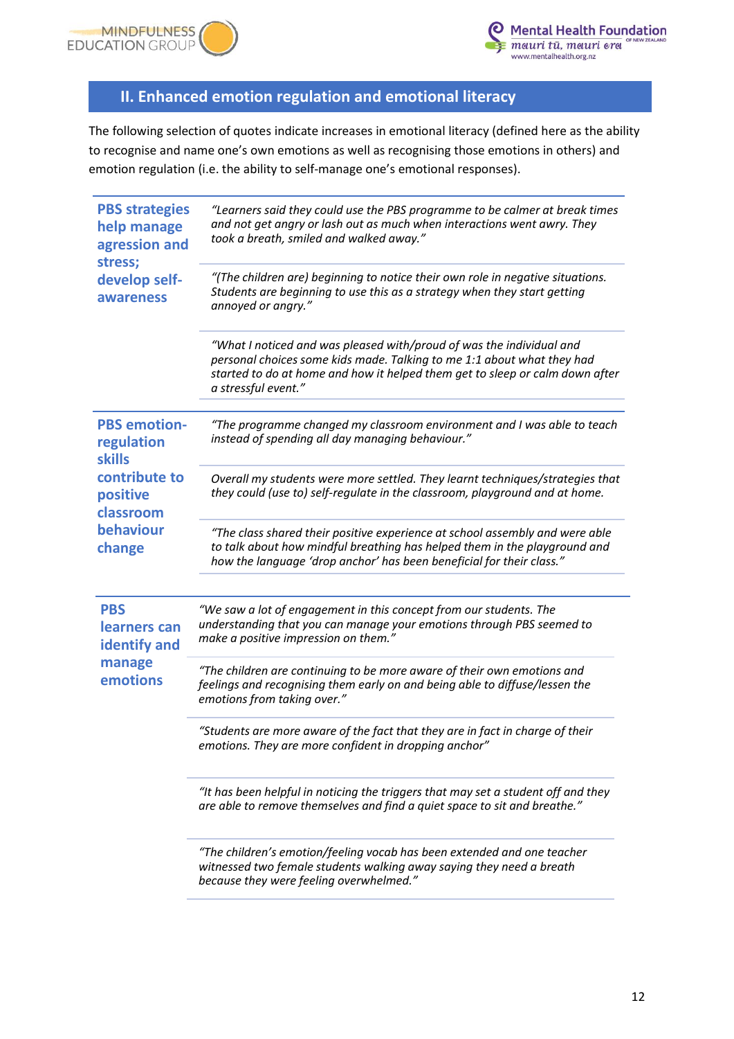## II. Enhanced emotion regulation and emotional literacy

The following selection of quotes indicate increases in emotional literacy (defined here as the ability to recognise and name one's own emotions as well as recognising those emotions in others) and emotion regulation (i.e. the ability to self-manage one's emotional responses).

| | |
|---|---|
| **PBS strategies help manage agression and stress; develop self-awareness** | *"Learners said they could use the PBS programme to be calmer at break times and not get angry or lash out as much when interactions went awry. They took a breath, smiled and walked away."* |
| | *"(The children are) beginning to notice their own role in negative situations. Students are beginning to use this as a strategy when they start getting annoyed or angry."* |
| | *"What I noticed and was pleased with/proud of was the individual and personal choices some kids made. Talking to me 1:1 about what they had started to do at home and how it helped them get to sleep or calm down after a stressful event."* |
| **PBS emotion-regulation skills contribute to positive classroom behaviour change** | *"The programme changed my classroom environment and I was able to teach instead of spending all day managing behaviour."* |
| | *Overall my students were more settled. They learnt techniques/strategies that they could (use to) self-regulate in the classroom, playground and at home.* |
| | *"The class shared their positive experience at school assembly and were able to talk about how mindful breathing has helped them in the playground and how the language 'drop anchor' has been beneficial for their class."* |
| **PBS learners can identify and manage emotions** | *"We saw a lot of engagement in this concept from our students. The understanding that you can manage your emotions through PBS seemed to make a positive impression on them."* |
| | *"The children are continuing to be more aware of their own emotions and feelings and recognising them early on and being able to diffuse/lessen the emotions from taking over."* |
| | *"Students are more aware of the fact that they are in fact in charge of their emotions. They are more confident in dropping anchor"* |
| | *"It has been helpful in noticing the triggers that may set a student off and they are able to remove themselves and find a quiet space to sit and breathe."* |
| | *"The children's emotion/feeling vocab has been extended and one teacher witnessed two female students walking away saying they need a breath because they were feeling overwhelmed."* |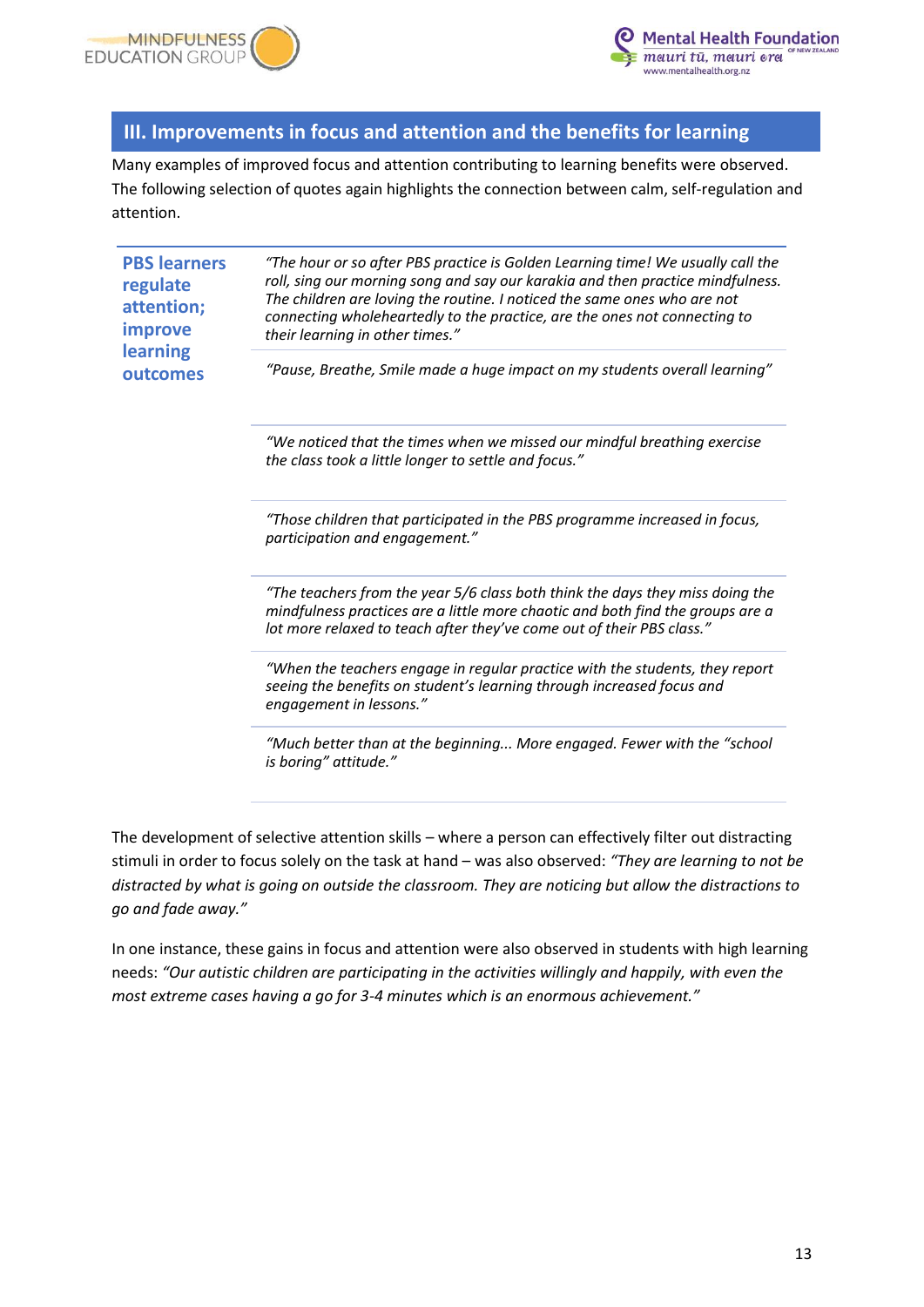## III. Improvements in focus and attention and the benefits for learning

Many examples of improved focus and attention contributing to learning benefits were observed. The following selection of quotes again highlights the connection between calm, self-regulation and attention.

| **PBS learners regulate attention; improve learning outcomes** | |
|---|---|
| | *"The hour or so after PBS practice is Golden Learning time! We usually call the roll, sing our morning song and say our karakia and then practice mindfulness. The children are loving the routine. I noticed the same ones who are not connecting wholeheartedly to the practice, are the ones not connecting to their learning in other times."* |
| | *"Pause, Breathe, Smile made a huge impact on my students overall learning"* |
| | *"We noticed that the times when we missed our mindful breathing exercise the class took a little longer to settle and focus."* |
| | *"Those children that participated in the PBS programme increased in focus, participation and engagement."* |
| | *"The teachers from the year 5/6 class both think the days they miss doing the mindfulness practices are a little more chaotic and both find the groups are a lot more relaxed to teach after they've come out of their PBS class."* |
| | *"When the teachers engage in regular practice with the students, they report seeing the benefits on student's learning through increased focus and engagement in lessons."* |
| | *"Much better than at the beginning... More engaged. Fewer with the "school is boring" attitude."* |

The development of selective attention skills – where a person can effectively filter out distracting stimuli in order to focus solely on the task at hand – was also observed: *"They are learning to not be distracted by what is going on outside the classroom. They are noticing but allow the distractions to go and fade away."*

In one instance, these gains in focus and attention were also observed in students with high learning needs: *"Our autistic children are participating in the activities willingly and happily, with even the most extreme cases having a go for 3-4 minutes which is an enormous achievement."*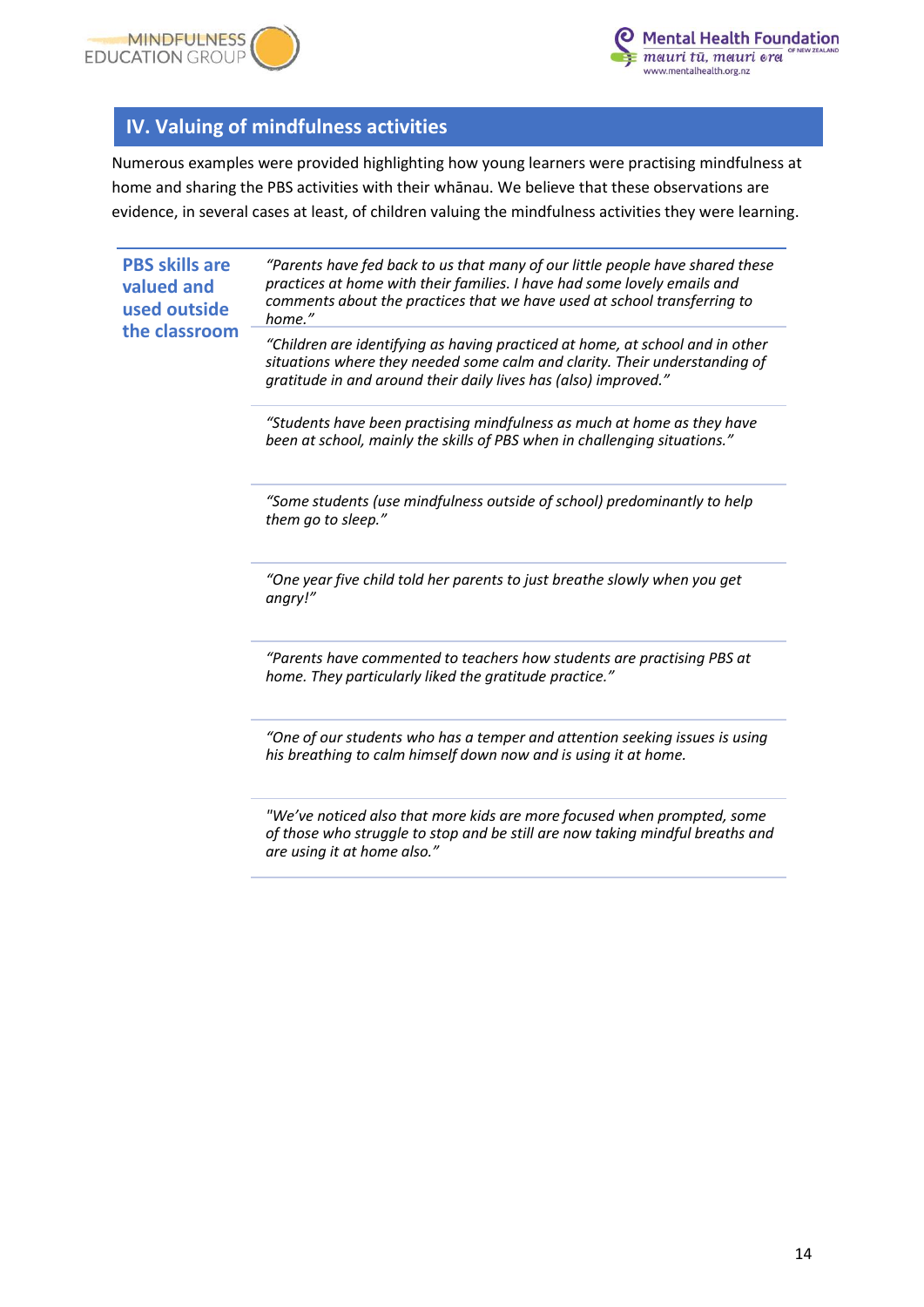## IV. Valuing of mindfulness activities

Numerous examples were provided highlighting how young learners were practising mindfulness at home and sharing the PBS activities with their whānau. We believe that these observations are evidence, in several cases at least, of children valuing the mindfulness activities they were learning.

| PBS skills are valued and used outside the classroom | |
|---|---|
| | *"Parents have fed back to us that many of our little people have shared these practices at home with their families. I have had some lovely emails and comments about the practices that we have used at school transferring to home."* |
| | *"Children are identifying as having practiced at home, at school and in other situations where they needed some calm and clarity. Their understanding of gratitude in and around their daily lives has (also) improved."* |
| | *"Students have been practising mindfulness as much at home as they have been at school, mainly the skills of PBS when in challenging situations."* |
| | *"Some students (use mindfulness outside of school) predominantly to help them go to sleep."* |
| | *"One year five child told her parents to just breathe slowly when you get angry!"* |
| | *"Parents have commented to teachers how students are practising PBS at home. They particularly liked the gratitude practice."* |
| | *"One of our students who has a temper and attention seeking issues is using his breathing to calm himself down now and is using it at home.* |
| | *"We've noticed also that more kids are more focused when prompted, some of those who struggle to stop and be still are now taking mindful breaths and are using it at home also."* |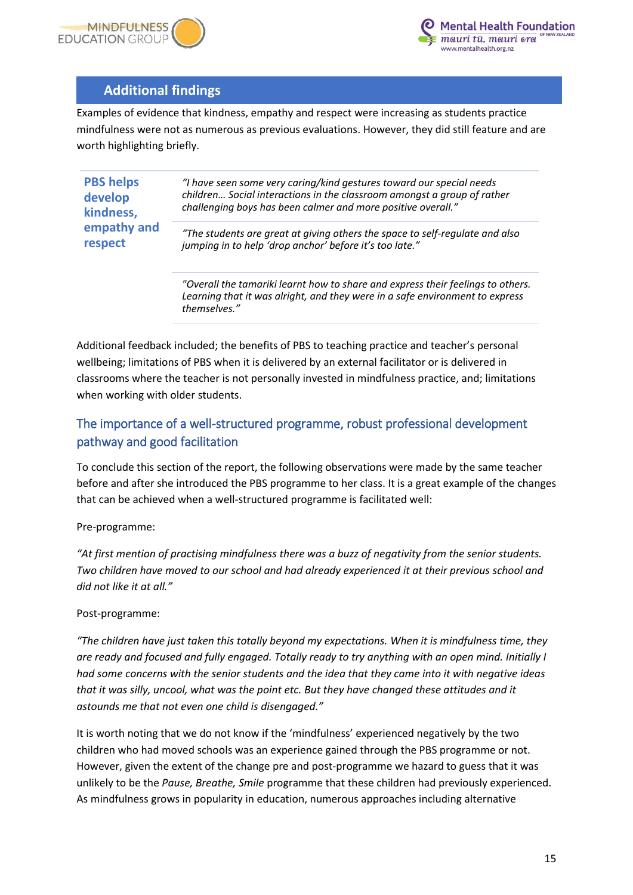## Additional findings

Examples of evidence that kindness, empathy and respect were increasing as students practice mindfulness were not as numerous as previous evaluations. However, they did still feature and are worth highlighting briefly.

| PBS helps develop kindness, empathy and respect | |
|---|---|
| | *"I have seen some very caring/kind gestures toward our special needs children… Social interactions in the classroom amongst a group of rather challenging boys has been calmer and more positive overall."* |
| | *"The students are great at giving others the space to self-regulate and also jumping in to help 'drop anchor' before it's too late."* |
| | *"Overall the tamariki learnt how to share and express their feelings to others. Learning that it was alright, and they were in a safe environment to express themselves."* |

Additional feedback included; the benefits of PBS to teaching practice and teacher's personal wellbeing; limitations of PBS when it is delivered by an external facilitator or is delivered in classrooms where the teacher is not personally invested in mindfulness practice, and; limitations when working with older students.

### The importance of a well-structured programme, robust professional development pathway and good facilitation

To conclude this section of the report, the following observations were made by the same teacher before and after she introduced the PBS programme to her class. It is a great example of the changes that can be achieved when a well-structured programme is facilitated well:

Pre-programme:

*"At first mention of practising mindfulness there was a buzz of negativity from the senior students. Two children have moved to our school and had already experienced it at their previous school and did not like it at all."*

Post-programme:

*"The children have just taken this totally beyond my expectations. When it is mindfulness time, they are ready and focused and fully engaged. Totally ready to try anything with an open mind. Initially I had some concerns with the senior students and the idea that they came into it with negative ideas that it was silly, uncool, what was the point etc. But they have changed these attitudes and it astounds me that not even one child is disengaged."*

It is worth noting that we do not know if the 'mindfulness' experienced negatively by the two children who had moved schools was an experience gained through the PBS programme or not. However, given the extent of the change pre and post-programme we hazard to guess that it was unlikely to be the *Pause, Breathe, Smile* programme that these children had previously experienced. As mindfulness grows in popularity in education, numerous approaches including alternative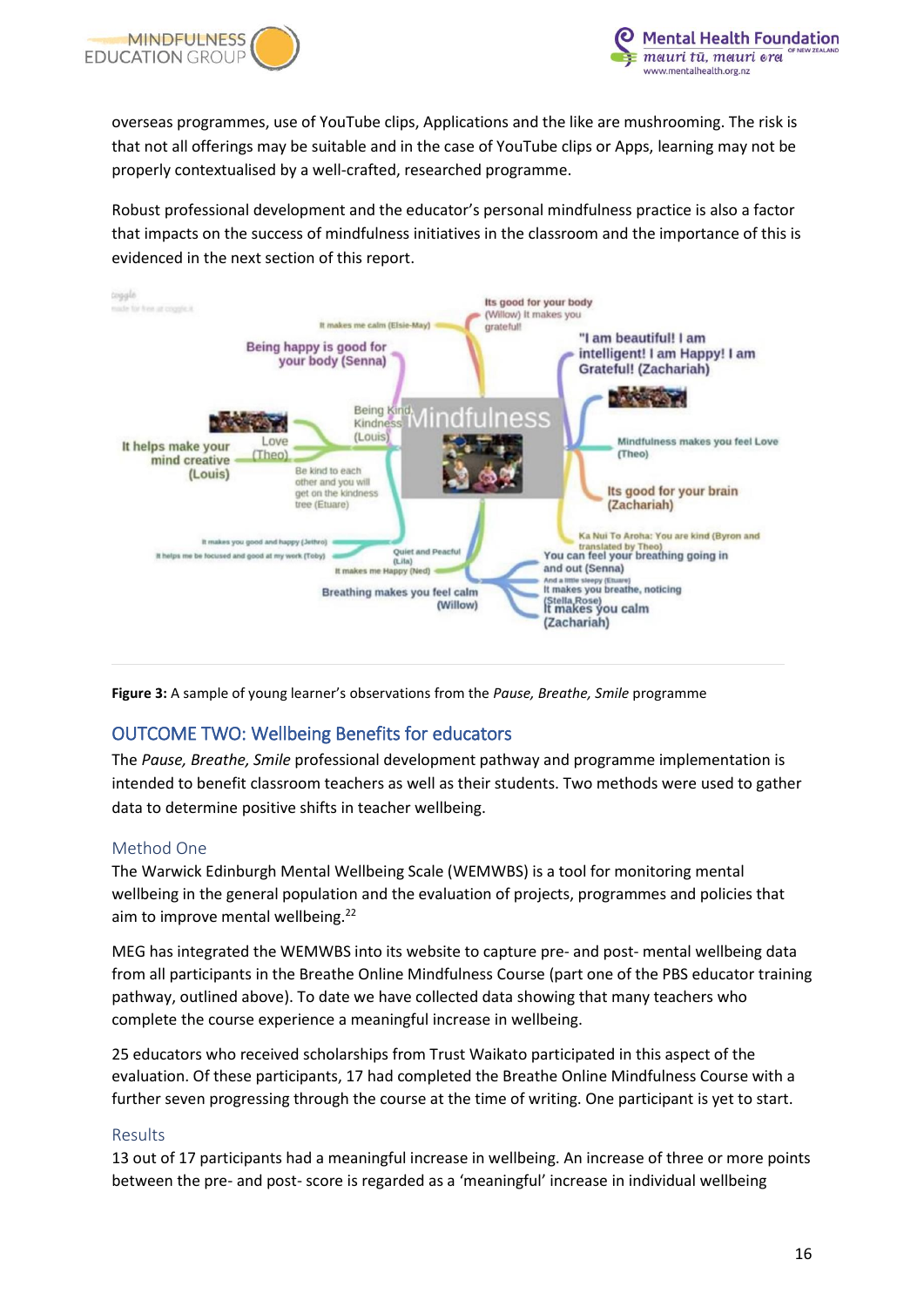overseas programmes, use of YouTube clips, Applications and the like are mushrooming. The risk is that not all offerings may be suitable and in the case of YouTube clips or Apps, learning may not be properly contextualised by a well-crafted, researched programme.

Robust professional development and the educator's personal mindfulness practice is also a factor that impacts on the success of mindfulness initiatives in the classroom and the importance of this is evidenced in the next section of this report.

**Figure 3:** A sample of young learner's observations from the *Pause, Breathe, Smile* programme

## OUTCOME TWO: Wellbeing Benefits for educators

The *Pause, Breathe, Smile* professional development pathway and programme implementation is intended to benefit classroom teachers as well as their students. Two methods were used to gather data to determine positive shifts in teacher wellbeing.

### Method One

The Warwick Edinburgh Mental Wellbeing Scale (WEMWBS) is a tool for monitoring mental wellbeing in the general population and the evaluation of projects, programmes and policies that aim to improve mental wellbeing.[22]

MEG has integrated the WEMWBS into its website to capture pre- and post- mental wellbeing data from all participants in the Breathe Online Mindfulness Course (part one of the PBS educator training pathway, outlined above). To date we have collected data showing that many teachers who complete the course experience a meaningful increase in wellbeing.

25 educators who received scholarships from Trust Waikato participated in this aspect of the evaluation. Of these participants, 17 had completed the Breathe Online Mindfulness Course with a further seven progressing through the course at the time of writing. One participant is yet to start.

### Results

13 out of 17 participants had a meaningful increase in wellbeing. An increase of three or more points between the pre- and post- score is regarded as a 'meaningful' increase in individual wellbeing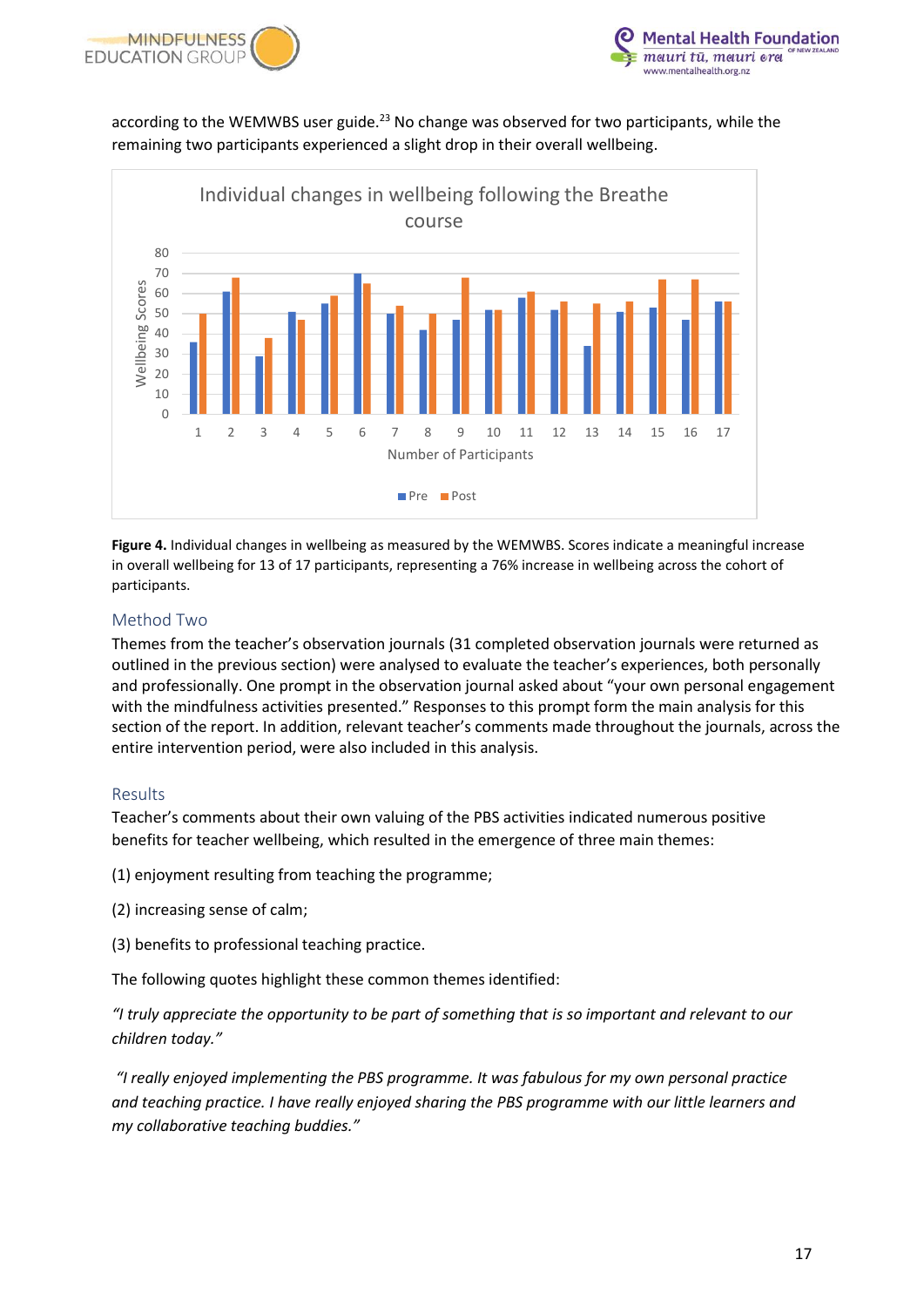according to the WEMWBS user guide.[23] No change was observed for two participants, while the remaining two participants experienced a slight drop in their overall wellbeing.

**Figure 4.** Individual changes in wellbeing as measured by the WEMWBS. Scores indicate a meaningful increase in overall wellbeing for 13 of 17 participants, representing a 76% increase in wellbeing across the cohort of participants.

## Method Two

Themes from the teacher's observation journals (31 completed observation journals were returned as outlined in the previous section) were analysed to evaluate the teacher's experiences, both personally and professionally. One prompt in the observation journal asked about "your own personal engagement with the mindfulness activities presented." Responses to this prompt form the main analysis for this section of the report. In addition, relevant teacher's comments made throughout the journals, across the entire intervention period, were also included in this analysis.

## Results

Teacher's comments about their own valuing of the PBS activities indicated numerous positive benefits for teacher wellbeing, which resulted in the emergence of three main themes:

(1) enjoyment resulting from teaching the programme;

(2) increasing sense of calm;

(3) benefits to professional teaching practice.

The following quotes highlight these common themes identified:

*"I truly appreciate the opportunity to be part of something that is so important and relevant to our children today."*

*"I really enjoyed implementing the PBS programme. It was fabulous for my own personal practice and teaching practice. I have really enjoyed sharing the PBS programme with our little learners and my collaborative teaching buddies."*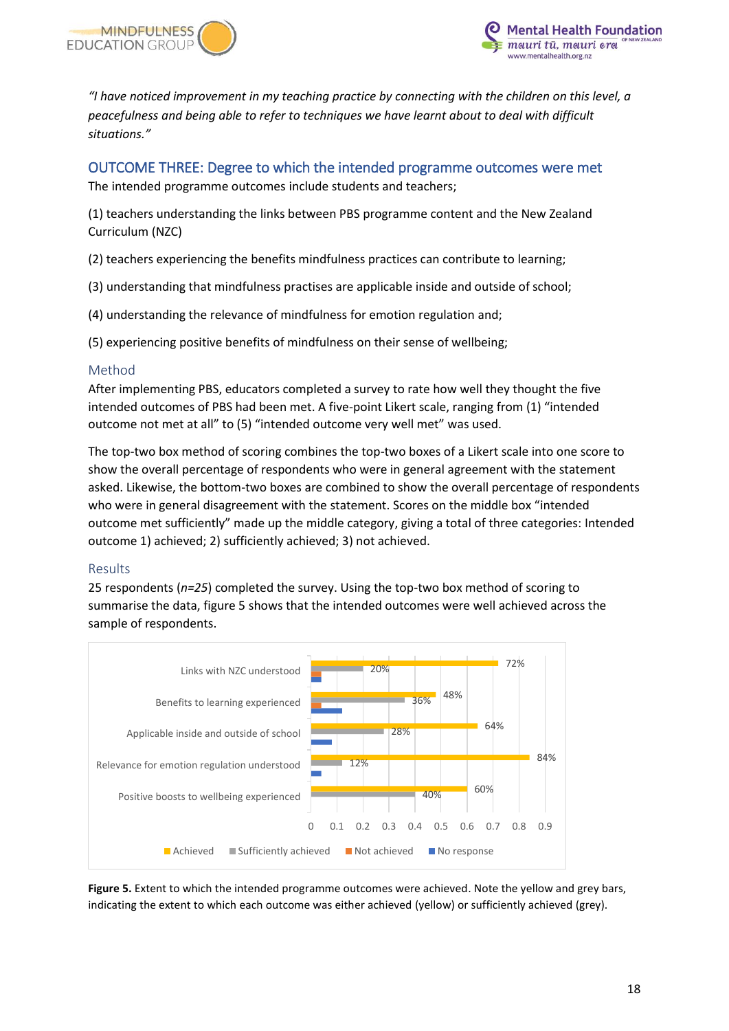*"I have noticed improvement in my teaching practice by connecting with the children on this level, a peacefulness and being able to refer to techniques we have learnt about to deal with difficult situations."*

## OUTCOME THREE: Degree to which the intended programme outcomes were met

The intended programme outcomes include students and teachers;

(1) teachers understanding the links between PBS programme content and the New Zealand Curriculum (NZC)

(2) teachers experiencing the benefits mindfulness practices can contribute to learning;

(3) understanding that mindfulness practises are applicable inside and outside of school;

(4) understanding the relevance of mindfulness for emotion regulation and;

(5) experiencing positive benefits of mindfulness on their sense of wellbeing;

### Method

After implementing PBS, educators completed a survey to rate how well they thought the five intended outcomes of PBS had been met. A five-point Likert scale, ranging from (1) "intended outcome not met at all" to (5) "intended outcome very well met" was used.

The top-two box method of scoring combines the top-two boxes of a Likert scale into one score to show the overall percentage of respondents who were in general agreement with the statement asked. Likewise, the bottom-two boxes are combined to show the overall percentage of respondents who were in general disagreement with the statement. Scores on the middle box "intended outcome met sufficiently" made up the middle category, giving a total of three categories: Intended outcome 1) achieved; 2) sufficiently achieved; 3) not achieved.

### Results

25 respondents (*n=25*) completed the survey. Using the top-two box method of scoring to summarise the data, figure 5 shows that the intended outcomes were well achieved across the sample of respondents.

| Outcome | Achieved | Sufficiently achieved |
|---|---|---|
| Links with NZC understood | 72% | 20% |
| Benefits to learning experienced | 48% | 36% |
| Applicable inside and outside of school | 64% | 28% |
| Relevance for emotion regulation understood | 84% | 12% |
| Positive boosts to wellbeing experienced | 60% | 40% |

Legend: Achieved, Sufficiently achieved, Not achieved, No response

**Figure 5.** Extent to which the intended programme outcomes were achieved. Note the yellow and grey bars, indicating the extent to which each outcome was either achieved (yellow) or sufficiently achieved (grey).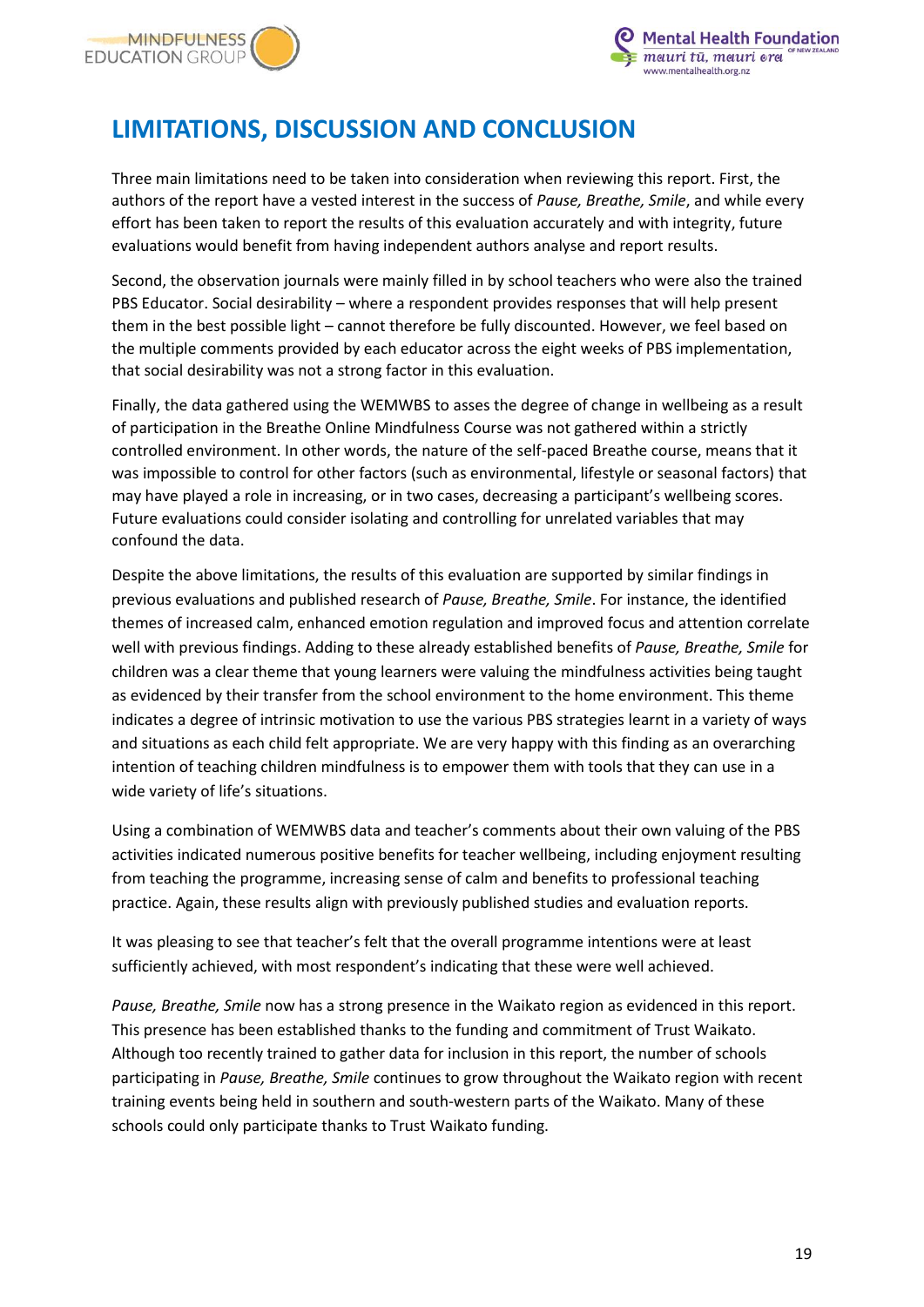# LIMITATIONS, DISCUSSION AND CONCLUSION

Three main limitations need to be taken into consideration when reviewing this report. First, the authors of the report have a vested interest in the success of *Pause, Breathe, Smile*, and while every effort has been taken to report the results of this evaluation accurately and with integrity, future evaluations would benefit from having independent authors analyse and report results.

Second, the observation journals were mainly filled in by school teachers who were also the trained PBS Educator. Social desirability – where a respondent provides responses that will help present them in the best possible light – cannot therefore be fully discounted. However, we feel based on the multiple comments provided by each educator across the eight weeks of PBS implementation, that social desirability was not a strong factor in this evaluation.

Finally, the data gathered using the WEMWBS to asses the degree of change in wellbeing as a result of participation in the Breathe Online Mindfulness Course was not gathered within a strictly controlled environment. In other words, the nature of the self-paced Breathe course, means that it was impossible to control for other factors (such as environmental, lifestyle or seasonal factors) that may have played a role in increasing, or in two cases, decreasing a participant's wellbeing scores. Future evaluations could consider isolating and controlling for unrelated variables that may confound the data.

Despite the above limitations, the results of this evaluation are supported by similar findings in previous evaluations and published research of *Pause, Breathe, Smile*. For instance, the identified themes of increased calm, enhanced emotion regulation and improved focus and attention correlate well with previous findings. Adding to these already established benefits of *Pause, Breathe, Smile* for children was a clear theme that young learners were valuing the mindfulness activities being taught as evidenced by their transfer from the school environment to the home environment. This theme indicates a degree of intrinsic motivation to use the various PBS strategies learnt in a variety of ways and situations as each child felt appropriate. We are very happy with this finding as an overarching intention of teaching children mindfulness is to empower them with tools that they can use in a wide variety of life's situations.

Using a combination of WEMWBS data and teacher's comments about their own valuing of the PBS activities indicated numerous positive benefits for teacher wellbeing, including enjoyment resulting from teaching the programme, increasing sense of calm and benefits to professional teaching practice. Again, these results align with previously published studies and evaluation reports.

It was pleasing to see that teacher's felt that the overall programme intentions were at least sufficiently achieved, with most respondent's indicating that these were well achieved.

*Pause, Breathe, Smile* now has a strong presence in the Waikato region as evidenced in this report. This presence has been established thanks to the funding and commitment of Trust Waikato. Although too recently trained to gather data for inclusion in this report, the number of schools participating in *Pause, Breathe, Smile* continues to grow throughout the Waikato region with recent training events being held in southern and south-western parts of the Waikato. Many of these schools could only participate thanks to Trust Waikato funding.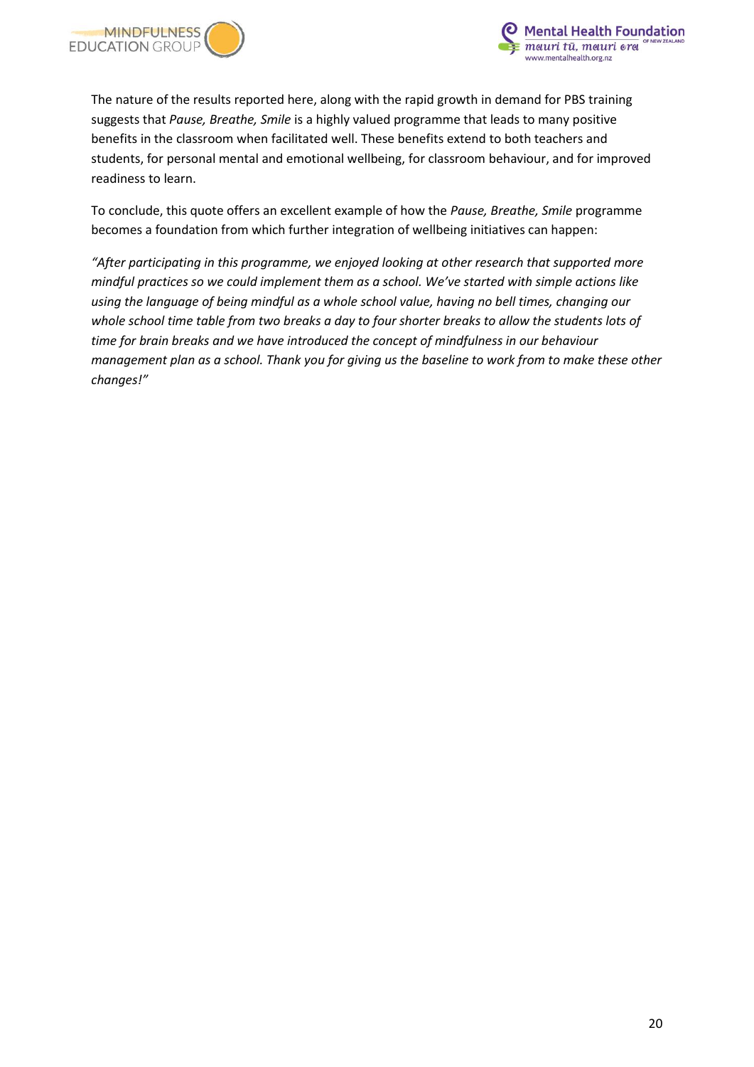The nature of the results reported here, along with the rapid growth in demand for PBS training suggests that *Pause, Breathe, Smile* is a highly valued programme that leads to many positive benefits in the classroom when facilitated well. These benefits extend to both teachers and students, for personal mental and emotional wellbeing, for classroom behaviour, and for improved readiness to learn.

To conclude, this quote offers an excellent example of how the *Pause, Breathe, Smile* programme becomes a foundation from which further integration of wellbeing initiatives can happen:

*"After participating in this programme, we enjoyed looking at other research that supported more mindful practices so we could implement them as a school. We've started with simple actions like using the language of being mindful as a whole school value, having no bell times, changing our whole school time table from two breaks a day to four shorter breaks to allow the students lots of time for brain breaks and we have introduced the concept of mindfulness in our behaviour management plan as a school. Thank you for giving us the baseline to work from to make these other changes!"*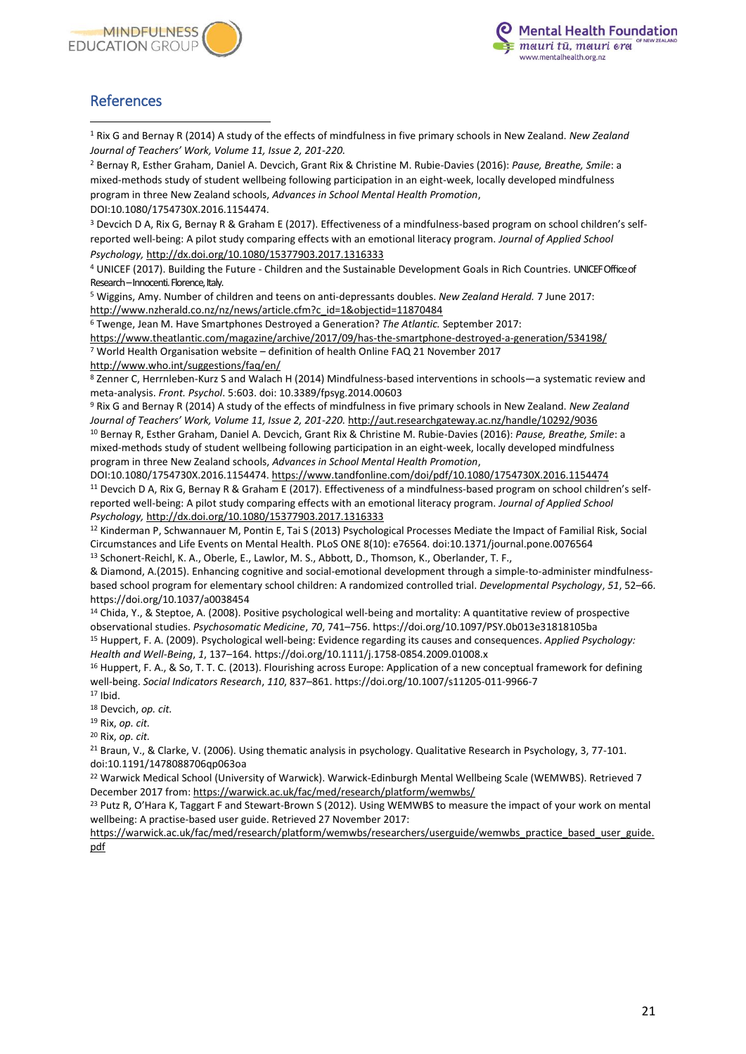## References

[1] Rix G and Bernay R (2014) A study of the effects of mindfulness in five primary schools in New Zealand. *New Zealand Journal of Teachers' Work, Volume 11, Issue 2, 201-220.*

[2] Bernay R, Esther Graham, Daniel A. Devcich, Grant Rix & Christine M. Rubie-Davies (2016): *Pause, Breathe, Smile*: a mixed-methods study of student wellbeing following participation in an eight-week, locally developed mindfulness program in three New Zealand schools, *Advances in School Mental Health Promotion*, DOI:10.1080/1754730X.2016.1154474.

[3] Devcich D A, Rix G, Bernay R & Graham E (2017). Effectiveness of a mindfulness-based program on school children's self-reported well-being: A pilot study comparing effects with an emotional literacy program. *Journal of Applied School Psychology,* http://dx.doi.org/10.1080/15377903.2017.1316333

[4] UNICEF (2017). Building the Future - Children and the Sustainable Development Goals in Rich Countries. UNICEF Office of Research – Innocenti. Florence, Italy.

[5] Wiggins, Amy. Number of children and teens on anti-depressants doubles. *New Zealand Herald.* 7 June 2017: http://www.nzherald.co.nz/nz/news/article.cfm?c_id=1&objectid=11870484

[6] Twenge, Jean M. Have Smartphones Destroyed a Generation? *The Atlantic.* September 2017: https://www.theatlantic.com/magazine/archive/2017/09/has-the-smartphone-destroyed-a-generation/534198/

[7] World Health Organisation website – definition of health Online FAQ 21 November 2017 http://www.who.int/suggestions/faq/en/

[8] Zenner C, Herrnleben-Kurz S and Walach H (2014) Mindfulness-based interventions in schools—a systematic review and meta-analysis. *Front. Psychol*. 5:603. doi: 10.3389/fpsyg.2014.00603

[9] Rix G and Bernay R (2014) A study of the effects of mindfulness in five primary schools in New Zealand. *New Zealand Journal of Teachers' Work, Volume 11, Issue 2, 201-220.* http://aut.researchgateway.ac.nz/handle/10292/9036

[10] Bernay R, Esther Graham, Daniel A. Devcich, Grant Rix & Christine M. Rubie-Davies (2016): *Pause, Breathe, Smile*: a mixed-methods study of student wellbeing following participation in an eight-week, locally developed mindfulness program in three New Zealand schools, *Advances in School Mental Health Promotion*, DOI:10.1080/1754730X.2016.1154474. https://www.tandfonline.com/doi/pdf/10.1080/1754730X.2016.1154474

[11] Devcich D A, Rix G, Bernay R & Graham E (2017). Effectiveness of a mindfulness-based program on school children's self-reported well-being: A pilot study comparing effects with an emotional literacy program. *Journal of Applied School Psychology,* http://dx.doi.org/10.1080/15377903.2017.1316333

[12] Kinderman P, Schwannauer M, Pontin E, Tai S (2013) Psychological Processes Mediate the Impact of Familial Risk, Social Circumstances and Life Events on Mental Health. PLoS ONE 8(10): e76564. doi:10.1371/journal.pone.0076564

[13] Schonert-Reichl, K. A., Oberle, E., Lawlor, M. S., Abbott, D., Thomson, K., Oberlander, T. F., & Diamond, A.(2015). Enhancing cognitive and social-emotional development through a simple-to-administer mindfulness-based school program for elementary school children: A randomized controlled trial. *Developmental Psychology*, *51*, 52–66. https://doi.org/10.1037/a0038454

[14] Chida, Y., & Steptoe, A. (2008). Positive psychological well-being and mortality: A quantitative review of prospective observational studies. *Psychosomatic Medicine*, *70*, 741–756. https://doi.org/10.1097/PSY.0b013e31818105ba

[15] Huppert, F. A. (2009). Psychological well-being: Evidence regarding its causes and consequences. *Applied Psychology: Health and Well-Being*, *1*, 137–164. https://doi.org/10.1111/j.1758-0854.2009.01008.x

[16] Huppert, F. A., & So, T. T. C. (2013). Flourishing across Europe: Application of a new conceptual framework for defining well-being. *Social Indicators Research*, *110*, 837–861. https://doi.org/10.1007/s11205-011-9966-7

[17] Ibid.

[18] Devcich, *op. cit.*

[19] Rix, *op. cit.*

[20] Rix, *op. cit.*

[21] Braun, V., & Clarke, V. (2006). Using thematic analysis in psychology. Qualitative Research in Psychology, 3, 77-101. doi:10.1191/1478088706qp063oa

[22] Warwick Medical School (University of Warwick). Warwick-Edinburgh Mental Wellbeing Scale (WEMWBS). Retrieved 7 December 2017 from: https://warwick.ac.uk/fac/med/research/platform/wemwbs/

[23] Putz R, O'Hara K, Taggart F and Stewart-Brown S (2012). Using WEMWBS to measure the impact of your work on mental wellbeing: A practise-based user guide. Retrieved 27 November 2017: https://warwick.ac.uk/fac/med/research/platform/wemwbs/researchers/userguide/wemwbs_practice_based_user_guide.pdf